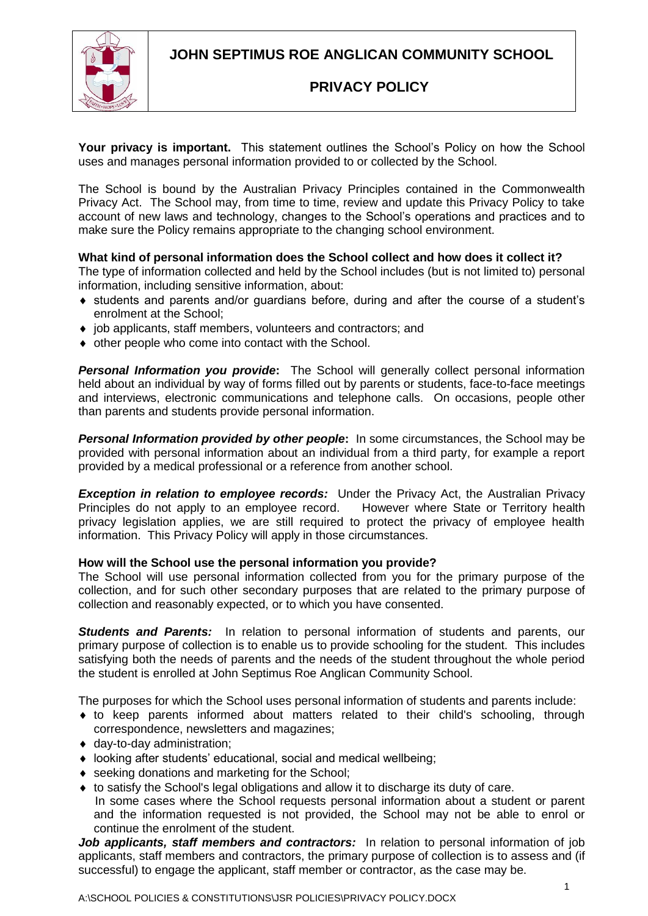# JOHN SEPTIMUS ROE ANGLICAN COMMUNITY SCHOOL

## PRIVACY POLICY

**Your privacy is important.** This statement outlines the School's Policy on how the School uses and manages personal information provided to or collected by the School.

The School is bound by the Australian Privacy Principles contained in the Commonwealth Privacy Act. The School may, from time to time, review and update this Privacy Policy to take account of new laws and technology, changes to the School's operations and practices and to make sure the Policy remains appropriate to the changing school environment.

**What kind of personal information does the School collect and how does it collect it?**
The type of information collected and held by the School includes (but is not limited to) personal information, including sensitive information, about:

- students and parents and/or guardians before, during and after the course of a student's enrolment at the School;
- job applicants, staff members, volunteers and contractors; and
- other people who come into contact with the School.

***Personal Information you provide*:** The School will generally collect personal information held about an individual by way of forms filled out by parents or students, face-to-face meetings and interviews, electronic communications and telephone calls. On occasions, people other than parents and students provide personal information.

***Personal Information provided by other people*:** In some circumstances, the School may be provided with personal information about an individual from a third party, for example a report provided by a medical professional or a reference from another school.

***Exception in relation to employee records:*** Under the Privacy Act, the Australian Privacy Principles do not apply to an employee record. However where State or Territory health privacy legislation applies, we are still required to protect the privacy of employee health information. This Privacy Policy will apply in those circumstances.

**How will the School use the personal information you provide?**
The School will use personal information collected from you for the primary purpose of the collection, and for such other secondary purposes that are related to the primary purpose of collection and reasonably expected, or to which you have consented.

***Students and Parents:*** In relation to personal information of students and parents, our primary purpose of collection is to enable us to provide schooling for the student. This includes satisfying both the needs of parents and the needs of the student throughout the whole period the student is enrolled at John Septimus Roe Anglican Community School.

The purposes for which the School uses personal information of students and parents include:

- to keep parents informed about matters related to their child's schooling, through correspondence, newsletters and magazines;
- day-to-day administration;
- looking after students' educational, social and medical wellbeing;
- seeking donations and marketing for the School;
- to satisfy the School's legal obligations and allow it to discharge its duty of care.
  In some cases where the School requests personal information about a student or parent and the information requested is not provided, the School may not be able to enrol or continue the enrolment of the student.

***Job applicants, staff members and contractors:*** In relation to personal information of job applicants, staff members and contractors, the primary purpose of collection is to assess and (if successful) to engage the applicant, staff member or contractor, as the case may be.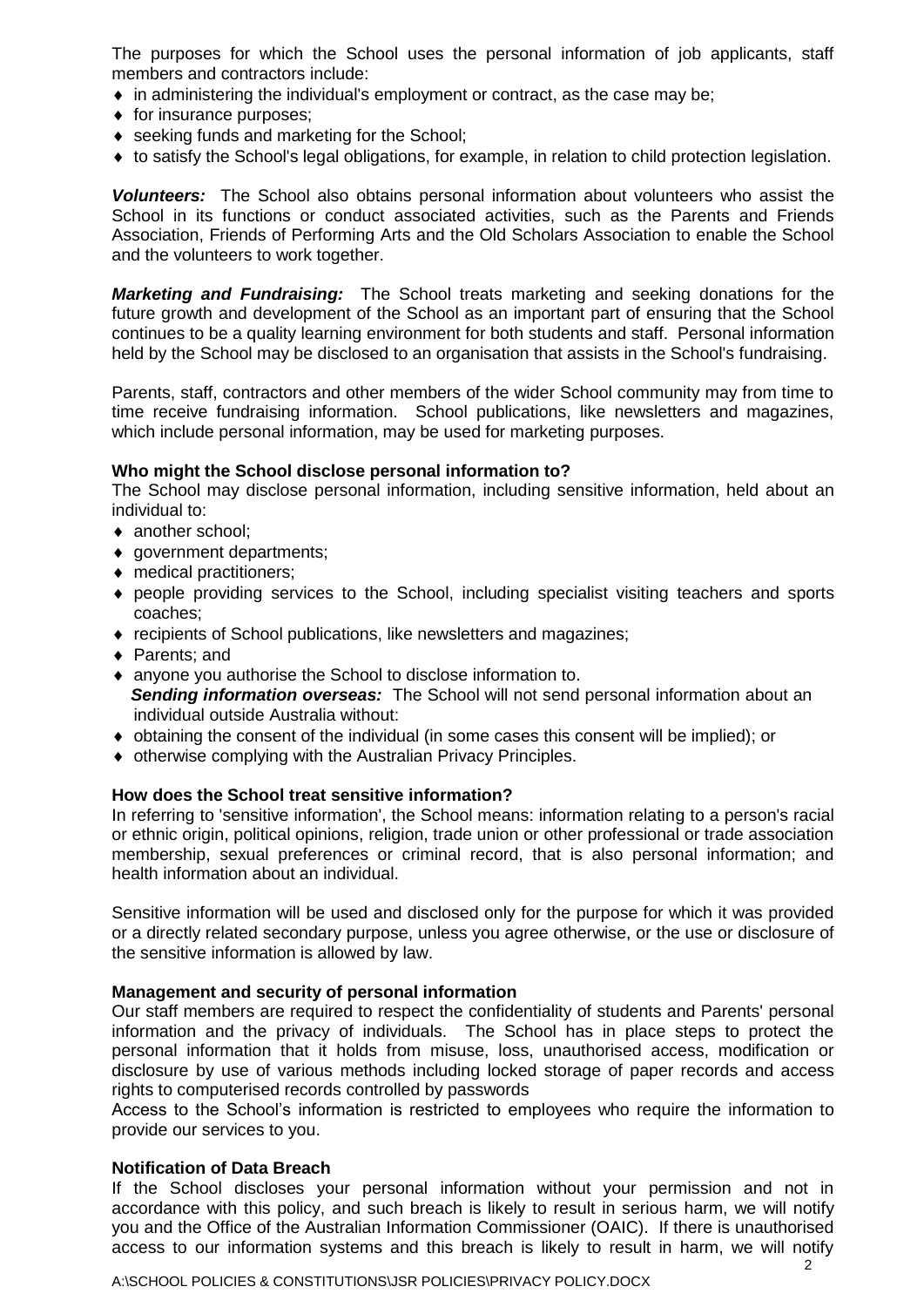The purposes for which the School uses the personal information of job applicants, staff members and contractors include:

- in administering the individual's employment or contract, as the case may be;
- for insurance purposes;
- seeking funds and marketing for the School;
- to satisfy the School's legal obligations, for example, in relation to child protection legislation.

***Volunteers:*** The School also obtains personal information about volunteers who assist the School in its functions or conduct associated activities, such as the Parents and Friends Association, Friends of Performing Arts and the Old Scholars Association to enable the School and the volunteers to work together.

***Marketing and Fundraising:*** The School treats marketing and seeking donations for the future growth and development of the School as an important part of ensuring that the School continues to be a quality learning environment for both students and staff. Personal information held by the School may be disclosed to an organisation that assists in the School's fundraising.

Parents, staff, contractors and other members of the wider School community may from time to time receive fundraising information. School publications, like newsletters and magazines, which include personal information, may be used for marketing purposes.

**Who might the School disclose personal information to?**

The School may disclose personal information, including sensitive information, held about an individual to:

- another school;
- government departments;
- medical practitioners;
- people providing services to the School, including specialist visiting teachers and sports coaches;
- recipients of School publications, like newsletters and magazines;
- Parents; and
- anyone you authorise the School to disclose information to.

***Sending information overseas:*** The School will not send personal information about an individual outside Australia without:

- obtaining the consent of the individual (in some cases this consent will be implied); or
- otherwise complying with the Australian Privacy Principles.

**How does the School treat sensitive information?**

In referring to 'sensitive information', the School means: information relating to a person's racial or ethnic origin, political opinions, religion, trade union or other professional or trade association membership, sexual preferences or criminal record, that is also personal information; and health information about an individual.

Sensitive information will be used and disclosed only for the purpose for which it was provided or a directly related secondary purpose, unless you agree otherwise, or the use or disclosure of the sensitive information is allowed by law.

**Management and security of personal information**

Our staff members are required to respect the confidentiality of students and Parents' personal information and the privacy of individuals. The School has in place steps to protect the personal information that it holds from misuse, loss, unauthorised access, modification or disclosure by use of various methods including locked storage of paper records and access rights to computerised records controlled by passwords

Access to the School's information is restricted to employees who require the information to provide our services to you.

**Notification of Data Breach**

If the School discloses your personal information without your permission and not in accordance with this policy, and such breach is likely to result in serious harm, we will notify you and the Office of the Australian Information Commissioner (OAIC). If there is unauthorised access to our information systems and this breach is likely to result in harm, we will notify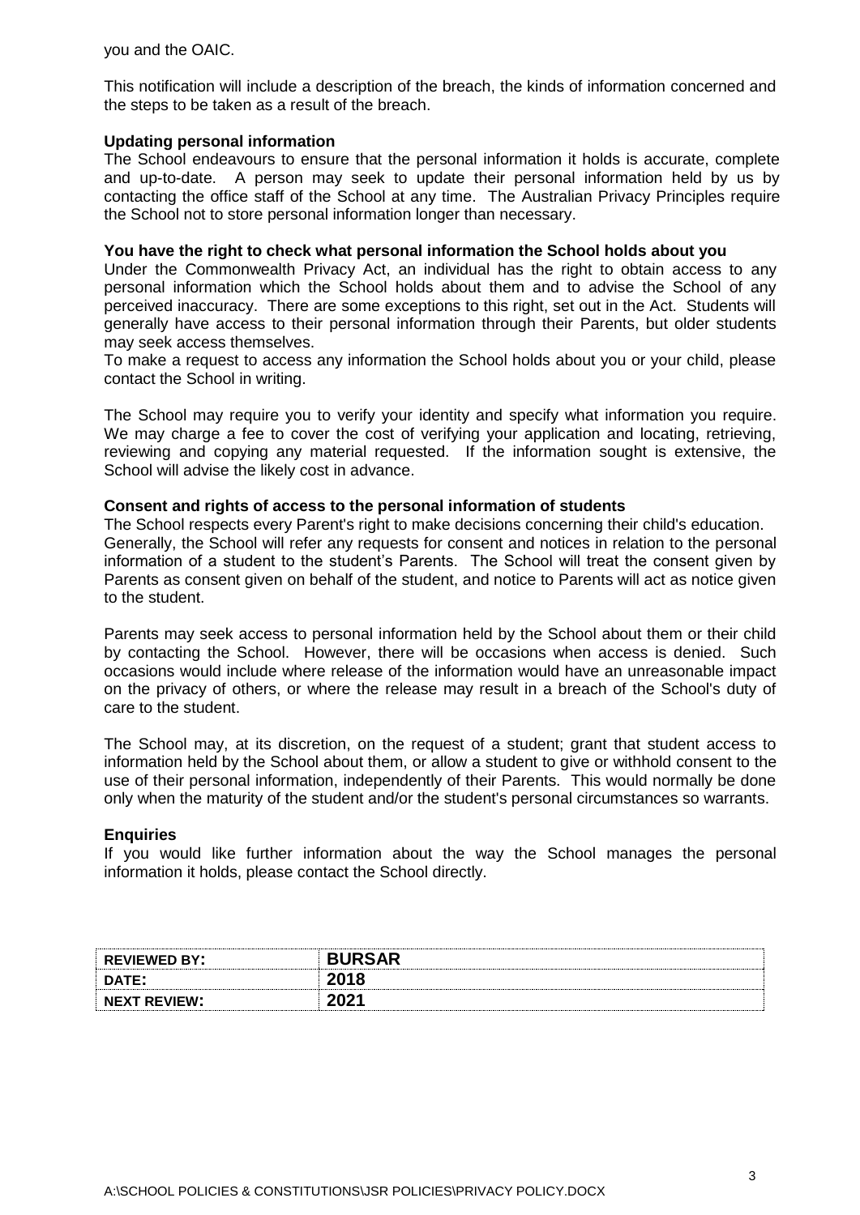you and the OAIC.

This notification will include a description of the breach, the kinds of information concerned and the steps to be taken as a result of the breach.

**Updating personal information**

The School endeavours to ensure that the personal information it holds is accurate, complete and up-to-date. A person may seek to update their personal information held by us by contacting the office staff of the School at any time. The Australian Privacy Principles require the School not to store personal information longer than necessary.

**You have the right to check what personal information the School holds about you**

Under the Commonwealth Privacy Act, an individual has the right to obtain access to any personal information which the School holds about them and to advise the School of any perceived inaccuracy. There are some exceptions to this right, set out in the Act. Students will generally have access to their personal information through their Parents, but older students may seek access themselves.

To make a request to access any information the School holds about you or your child, please contact the School in writing.

The School may require you to verify your identity and specify what information you require. We may charge a fee to cover the cost of verifying your application and locating, retrieving, reviewing and copying any material requested. If the information sought is extensive, the School will advise the likely cost in advance.

**Consent and rights of access to the personal information of students**

The School respects every Parent's right to make decisions concerning their child's education.
Generally, the School will refer any requests for consent and notices in relation to the personal information of a student to the student's Parents. The School will treat the consent given by Parents as consent given on behalf of the student, and notice to Parents will act as notice given to the student.

Parents may seek access to personal information held by the School about them or their child by contacting the School. However, there will be occasions when access is denied. Such occasions would include where release of the information would have an unreasonable impact on the privacy of others, or where the release may result in a breach of the School's duty of care to the student.

The School may, at its discretion, on the request of a student; grant that student access to information held by the School about them, or allow a student to give or withhold consent to the use of their personal information, independently of their Parents. This would normally be done only when the maturity of the student and/or the student's personal circumstances so warrants.

**Enquiries**

If you would like further information about the way the School manages the personal information it holds, please contact the School directly.

| | |
|---|---|
| **REVIEWED BY:** | **BURSAR** |
| **DATE:** | **2018** |
| **NEXT REVIEW:** | **2021** |

A:\SCHOOL POLICIES & CONSTITUTIONS\JSR POLICIES\PRIVACY POLICY.DOCX